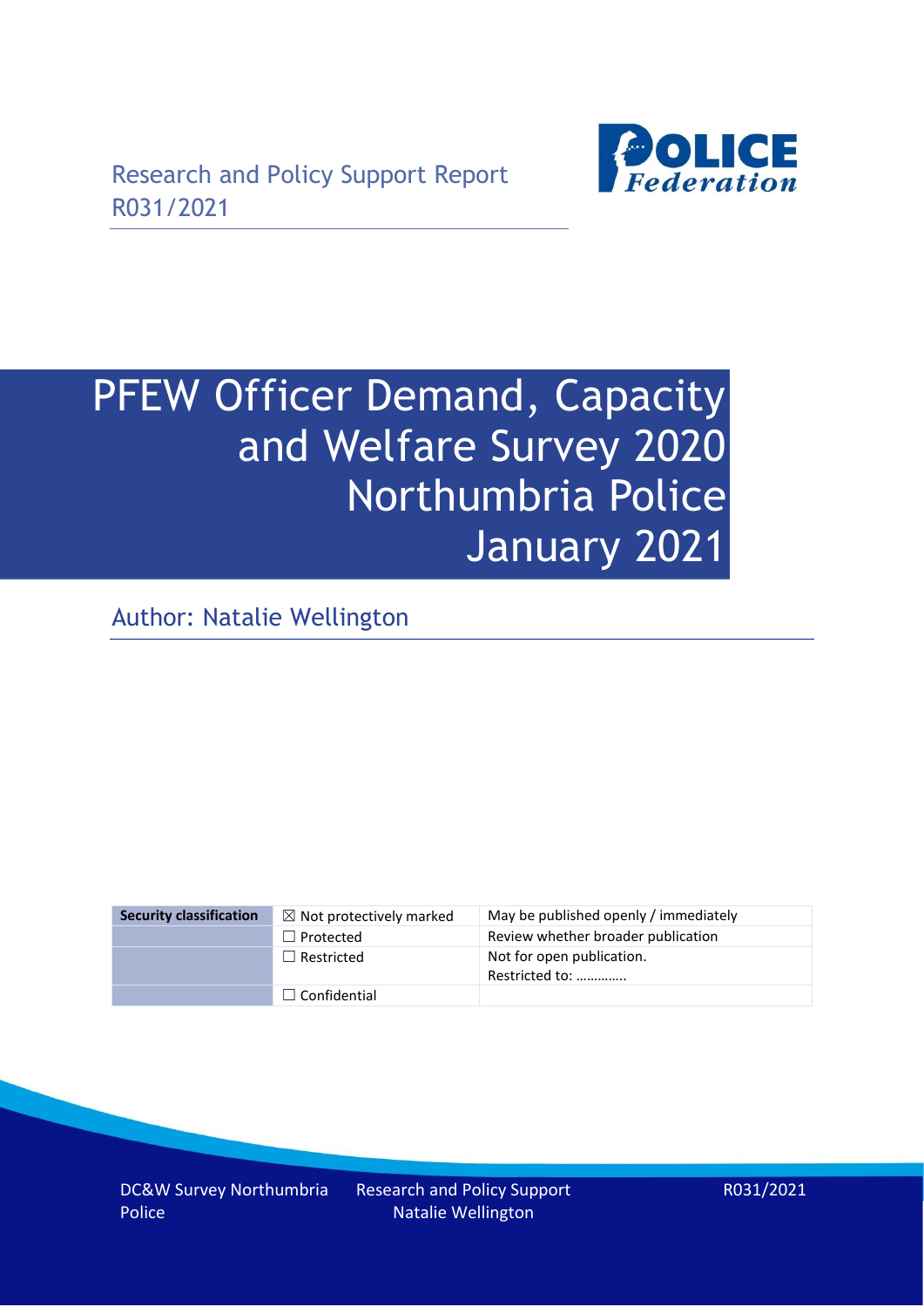Research and Policy Support Report
R031/2021

# PFEW Officer Demand, Capacity and Welfare Survey 2020 Northumbria Police January 2021

Author: Natalie Wellington

| Security classification | ☒ Not protectively marked | May be published openly / immediately |
| --- | --- | --- |
| | ☐ Protected | Review whether broader publication |
| | ☐ Restricted | Not for open publication. Restricted to: ………….. |
| | ☐ Confidential | |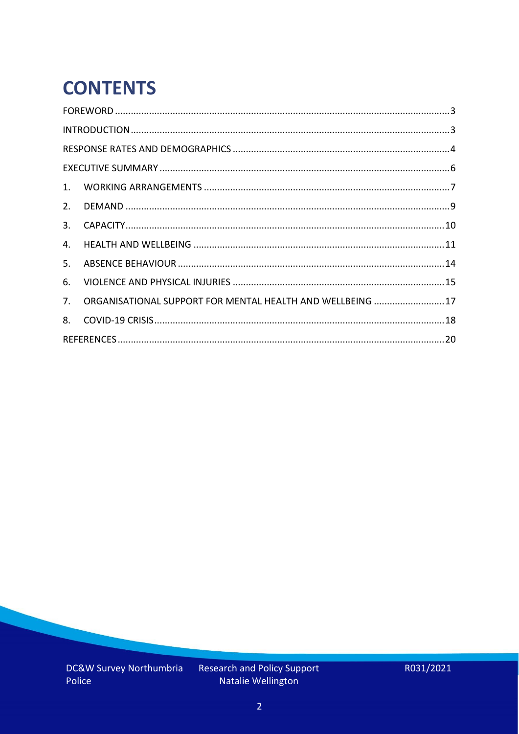# CONTENTS

FOREWORD ........................................................................ 3

INTRODUCTION ........................................................................ 3

RESPONSE RATES AND DEMOGRAPHICS ........................................................................ 4

EXECUTIVE SUMMARY ........................................................................ 6

1. WORKING ARRANGEMENTS ........................................................................ 7
2. DEMAND ........................................................................ 9
3. CAPACITY ........................................................................ 10
4. HEALTH AND WELLBEING ........................................................................ 11
5. ABSENCE BEHAVIOUR ........................................................................ 14
6. VIOLENCE AND PHYSICAL INJURIES ........................................................................ 15
7. ORGANISATIONAL SUPPORT FOR MENTAL HEALTH AND WELLBEING ........................................................................ 17
8. COVID-19 CRISIS ........................................................................ 18

REFERENCES ........................................................................ 20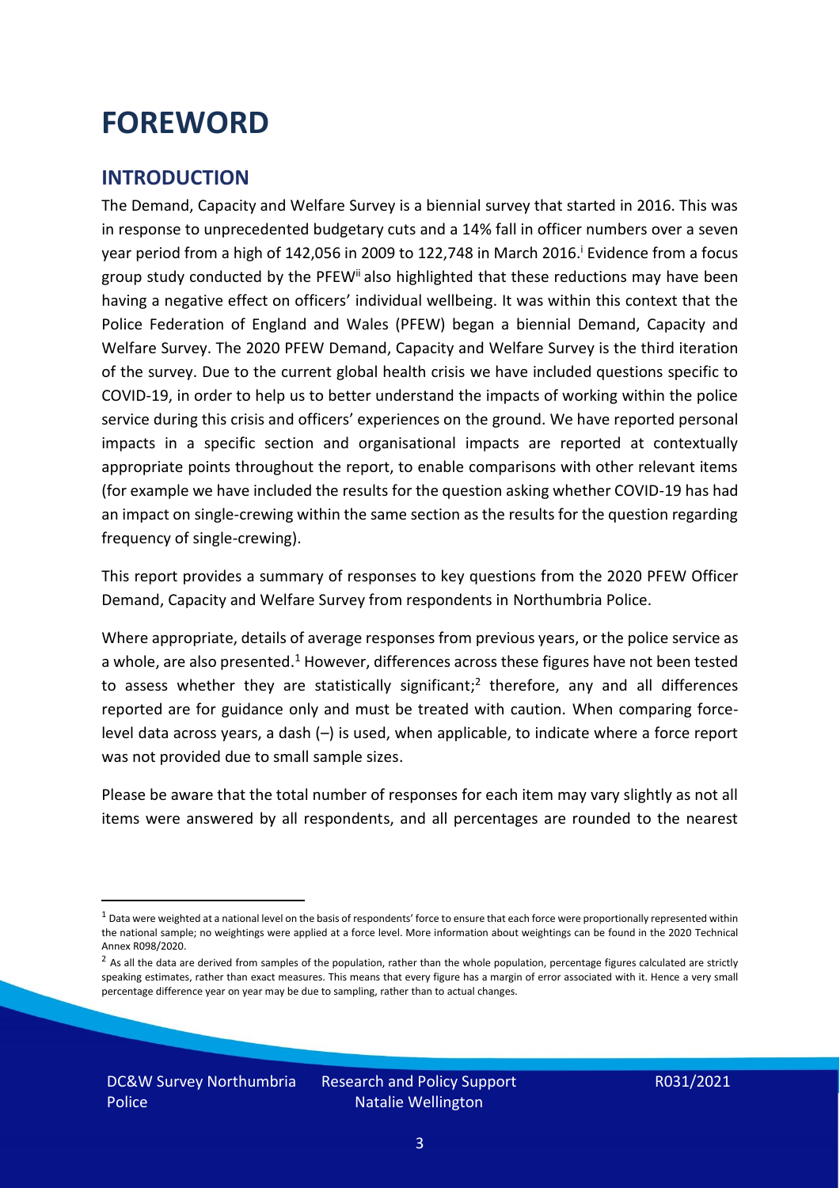# FOREWORD

## INTRODUCTION

The Demand, Capacity and Welfare Survey is a biennial survey that started in 2016. This was in response to unprecedented budgetary cuts and a 14% fall in officer numbers over a seven year period from a high of 142,056 in 2009 to 122,748 in March 2016.[i] Evidence from a focus group study conducted by the PFEW[ii] also highlighted that these reductions may have been having a negative effect on officers' individual wellbeing. It was within this context that the Police Federation of England and Wales (PFEW) began a biennial Demand, Capacity and Welfare Survey. The 2020 PFEW Demand, Capacity and Welfare Survey is the third iteration of the survey. Due to the current global health crisis we have included questions specific to COVID-19, in order to help us to better understand the impacts of working within the police service during this crisis and officers' experiences on the ground. We have reported personal impacts in a specific section and organisational impacts are reported at contextually appropriate points throughout the report, to enable comparisons with other relevant items (for example we have included the results for the question asking whether COVID-19 has had an impact on single-crewing within the same section as the results for the question regarding frequency of single-crewing).

This report provides a summary of responses to key questions from the 2020 PFEW Officer Demand, Capacity and Welfare Survey from respondents in Northumbria Police.

Where appropriate, details of average responses from previous years, or the police service as a whole, are also presented.[1] However, differences across these figures have not been tested to assess whether they are statistically significant;[2] therefore, any and all differences reported are for guidance only and must be treated with caution. When comparing force-level data across years, a dash (–) is used, when applicable, to indicate where a force report was not provided due to small sample sizes.

Please be aware that the total number of responses for each item may vary slightly as not all items were answered by all respondents, and all percentages are rounded to the nearest

[1] Data were weighted at a national level on the basis of respondents' force to ensure that each force were proportionally represented within the national sample; no weightings were applied at a force level. More information about weightings can be found in the 2020 Technical Annex R098/2020.

[2] As all the data are derived from samples of the population, rather than the whole population, percentage figures calculated are strictly speaking estimates, rather than exact measures. This means that every figure has a margin of error associated with it. Hence a very small percentage difference year on year may be due to sampling, rather than to actual changes.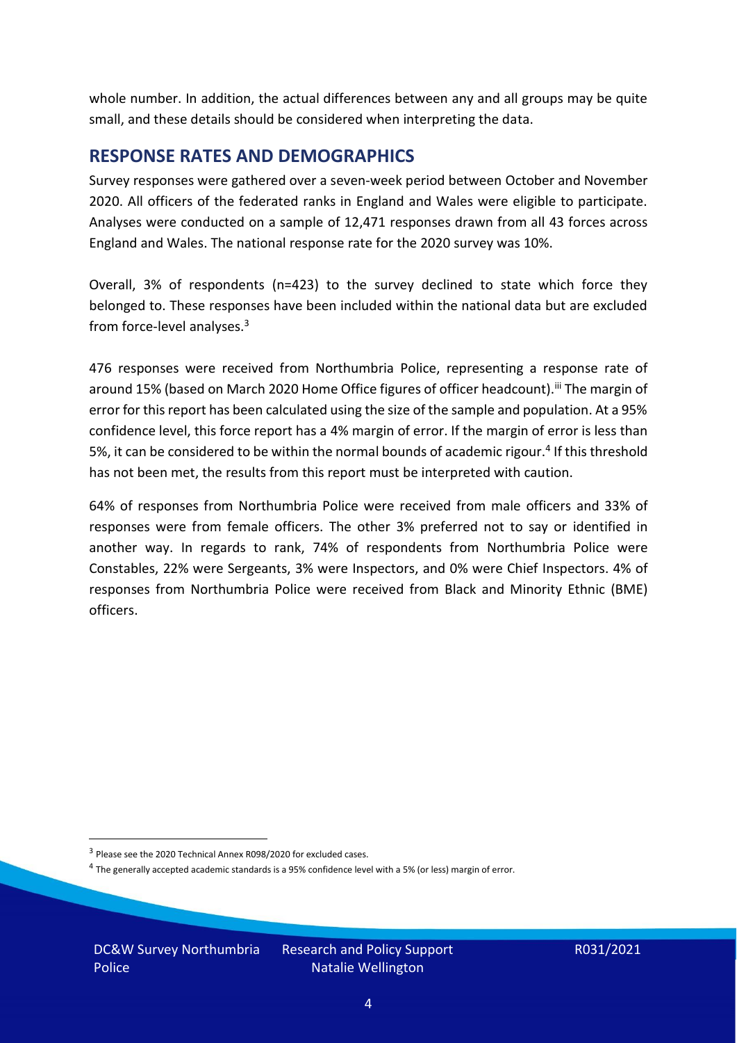whole number. In addition, the actual differences between any and all groups may be quite small, and these details should be considered when interpreting the data.

## RESPONSE RATES AND DEMOGRAPHICS

Survey responses were gathered over a seven-week period between October and November 2020. All officers of the federated ranks in England and Wales were eligible to participate. Analyses were conducted on a sample of 12,471 responses drawn from all 43 forces across England and Wales. The national response rate for the 2020 survey was 10%.

Overall, 3% of respondents (n=423) to the survey declined to state which force they belonged to. These responses have been included within the national data but are excluded from force-level analyses.[3]

476 responses were received from Northumbria Police, representing a response rate of around 15% (based on March 2020 Home Office figures of officer headcount).[iii] The margin of error for this report has been calculated using the size of the sample and population. At a 95% confidence level, this force report has a 4% margin of error. If the margin of error is less than 5%, it can be considered to be within the normal bounds of academic rigour.[4] If this threshold has not been met, the results from this report must be interpreted with caution.

64% of responses from Northumbria Police were received from male officers and 33% of responses were from female officers. The other 3% preferred not to say or identified in another way. In regards to rank, 74% of respondents from Northumbria Police were Constables, 22% were Sergeants, 3% were Inspectors, and 0% were Chief Inspectors. 4% of responses from Northumbria Police were received from Black and Minority Ethnic (BME) officers.

[3] Please see the 2020 Technical Annex R098/2020 for excluded cases.

[4] The generally accepted academic standards is a 95% confidence level with a 5% (or less) margin of error.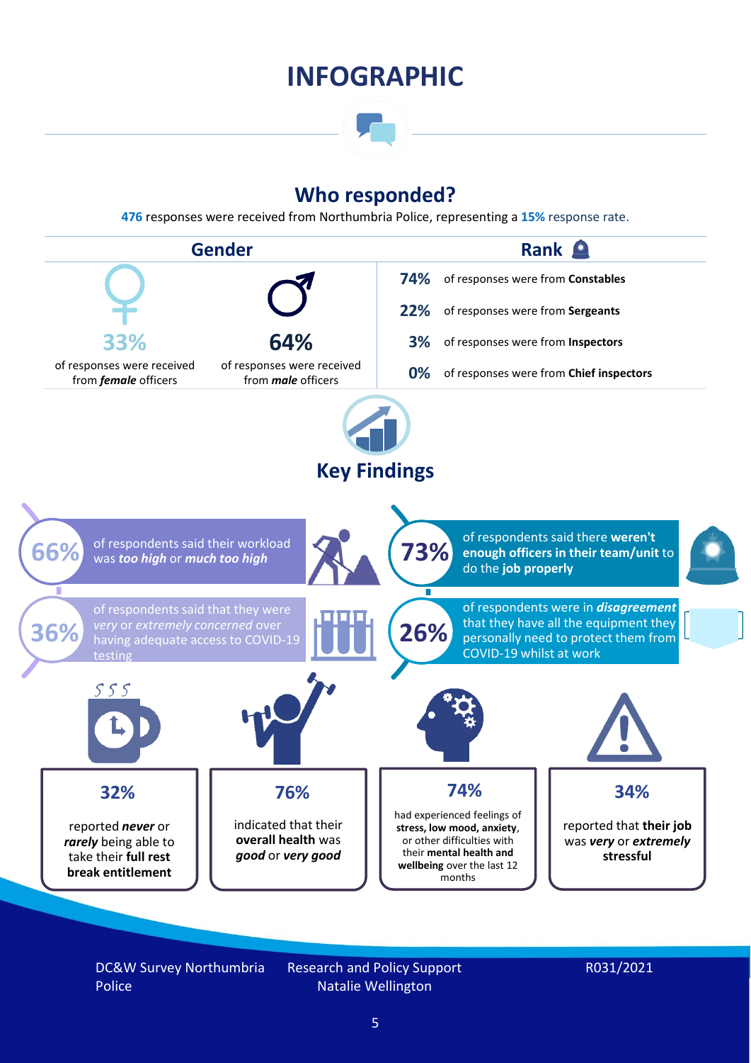# INFOGRAPHIC

## Who responded?

**476** responses were received from Northumbria Police, representing a **15%** response rate.

### Gender

**33%** of responses were received from ***female*** officers

**64%** of responses were received from ***male*** officers

### Rank

**74%** of responses were from **Constables**

**22%** of responses were from **Sergeants**

**3%** of responses were from **Inspectors**

**0%** of responses were from **Chief inspectors**

## Key Findings

**66%** of respondents said their workload was ***too high*** or ***much too high***

**73%** of respondents said there **weren't enough officers in their team/unit** to do the **job properly**

**36%** of respondents said that they were *very* or *extremely concerned* over having adequate access to COVID-19 testing

**26%** of respondents were in ***disagreement*** that they have all the equipment they personally need to protect them from COVID-19 whilst at work

**32%** reported ***never*** or ***rarely*** being able to take their **full rest break entitlement**

**76%** indicated that their **overall health** was ***good*** or ***very good***

**74%** had experienced feelings of **stress, low mood, anxiety**, or other difficulties with their **mental health and wellbeing** over the last 12 months

**34%** reported that **their job** was ***very*** or ***extremely*** **stressful**

DC&W Survey Northumbria Police | Research and Policy Support Natalie Wellington | R031/2021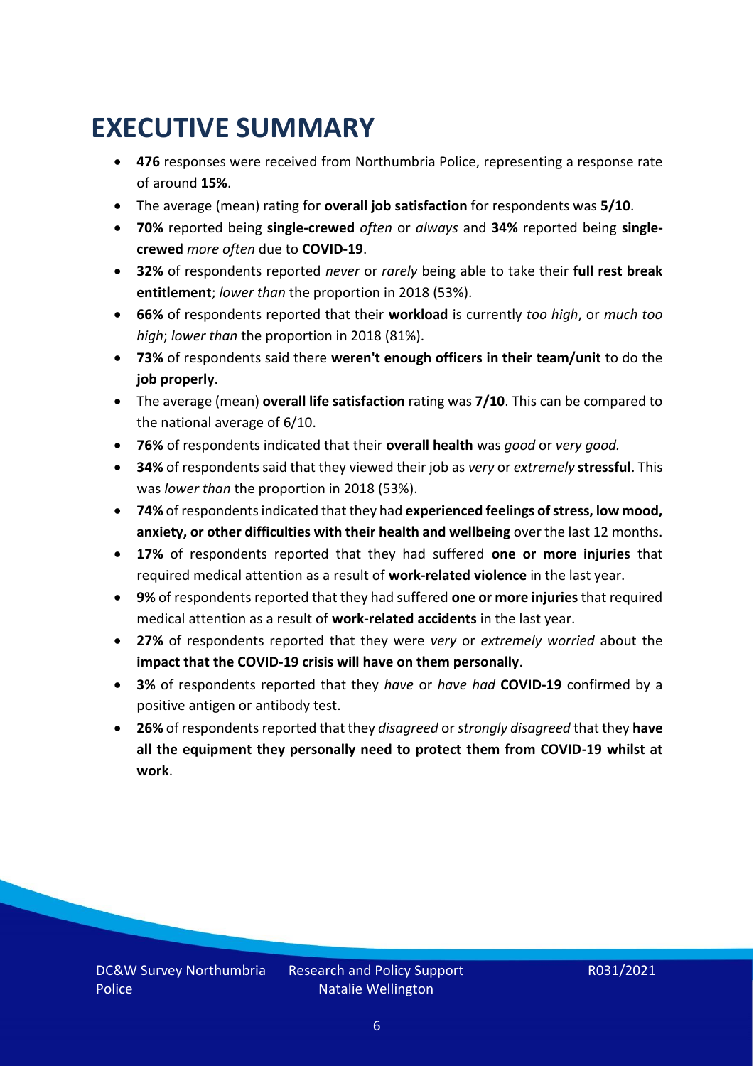# EXECUTIVE SUMMARY

- **476** responses were received from Northumbria Police, representing a response rate of around **15%**.
- The average (mean) rating for **overall job satisfaction** for respondents was **5/10**.
- **70%** reported being **single-crewed** *often* or *always* and **34%** reported being **single-crewed** *more often* due to **COVID-19**.
- **32%** of respondents reported *never* or *rarely* being able to take their **full rest break entitlement**; *lower than* the proportion in 2018 (53%).
- **66%** of respondents reported that their **workload** is currently *too high*, or *much too high*; *lower than* the proportion in 2018 (81%).
- **73%** of respondents said there **weren't enough officers in their team/unit** to do the **job properly**.
- The average (mean) **overall life satisfaction** rating was **7/10**. This can be compared to the national average of 6/10.
- **76%** of respondents indicated that their **overall health** was *good* or *very good.*
- **34%** of respondents said that they viewed their job as *very* or *extremely* **stressful**. This was *lower than* the proportion in 2018 (53%).
- **74%** of respondents indicated that they had **experienced feelings of stress, low mood, anxiety, or other difficulties with their health and wellbeing** over the last 12 months.
- **17%** of respondents reported that they had suffered **one or more injuries** that required medical attention as a result of **work-related violence** in the last year.
- **9%** of respondents reported that they had suffered **one or more injuries** that required medical attention as a result of **work-related accidents** in the last year.
- **27%** of respondents reported that they were *very* or *extremely worried* about the **impact that the COVID-19 crisis will have on them personally**.
- **3%** of respondents reported that they *have* or *have had* **COVID-19** confirmed by a positive antigen or antibody test.
- **26%** of respondents reported that they *disagreed* or *strongly disagreed* that they **have all the equipment they personally need to protect them from COVID-19 whilst at work**.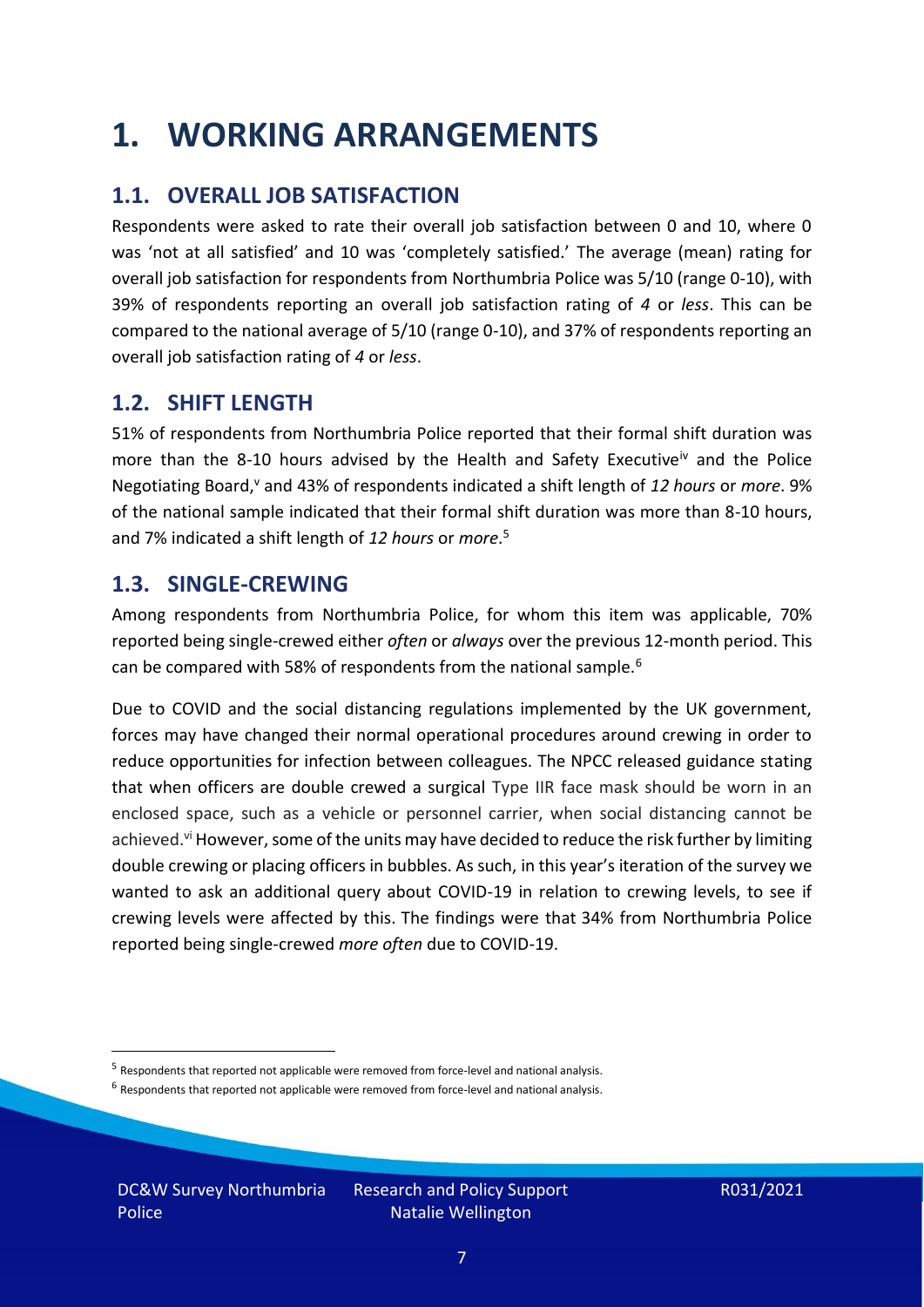# 1. WORKING ARRANGEMENTS

## 1.1. OVERALL JOB SATISFACTION

Respondents were asked to rate their overall job satisfaction between 0 and 10, where 0 was 'not at all satisfied' and 10 was 'completely satisfied.' The average (mean) rating for overall job satisfaction for respondents from Northumbria Police was 5/10 (range 0-10), with 39% of respondents reporting an overall job satisfaction rating of *4* or *less*. This can be compared to the national average of 5/10 (range 0-10), and 37% of respondents reporting an overall job satisfaction rating of *4* or *less*.

## 1.2. SHIFT LENGTH

51% of respondents from Northumbria Police reported that their formal shift duration was more than the 8-10 hours advised by the Health and Safety Executive[iv] and the Police Negotiating Board,[v] and 43% of respondents indicated a shift length of *12 hours* or *more*. 9% of the national sample indicated that their formal shift duration was more than 8-10 hours, and 7% indicated a shift length of *12 hours* or *more*.[5]

## 1.3. SINGLE-CREWING

Among respondents from Northumbria Police, for whom this item was applicable, 70% reported being single-crewed either *often* or *always* over the previous 12-month period. This can be compared with 58% of respondents from the national sample.[6]

Due to COVID and the social distancing regulations implemented by the UK government, forces may have changed their normal operational procedures around crewing in order to reduce opportunities for infection between colleagues. The NPCC released guidance stating that when officers are double crewed a surgical Type IIR face mask should be worn in an enclosed space, such as a vehicle or personnel carrier, when social distancing cannot be achieved.[vi] However, some of the units may have decided to reduce the risk further by limiting double crewing or placing officers in bubbles. As such, in this year's iteration of the survey we wanted to ask an additional query about COVID-19 in relation to crewing levels, to see if crewing levels were affected by this. The findings were that 34% from Northumbria Police reported being single-crewed *more often* due to COVID-19.

[5] Respondents that reported not applicable were removed from force-level and national analysis.

[6] Respondents that reported not applicable were removed from force-level and national analysis.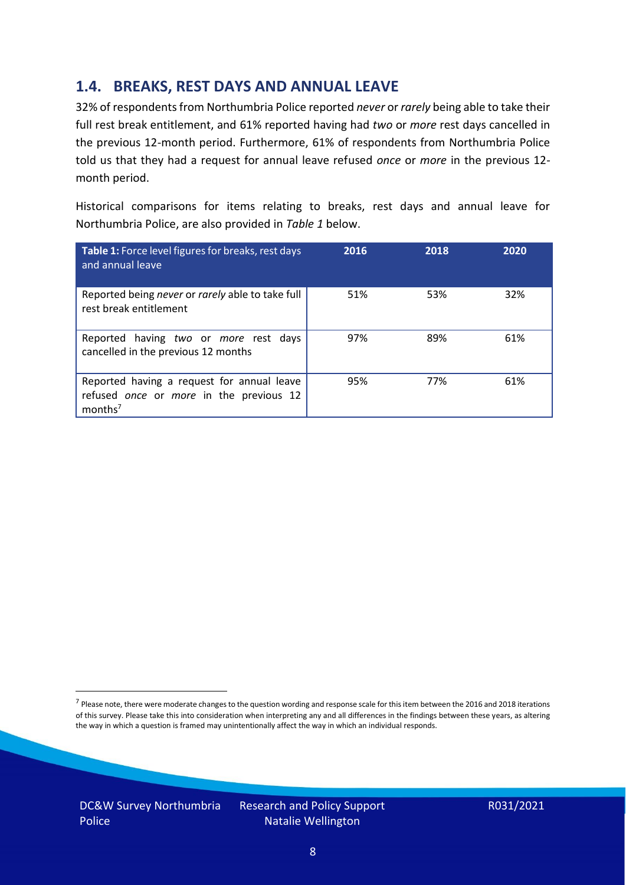## 1.4. BREAKS, REST DAYS AND ANNUAL LEAVE

32% of respondents from Northumbria Police reported *never* or *rarely* being able to take their full rest break entitlement, and 61% reported having had *two* or *more* rest days cancelled in the previous 12-month period. Furthermore, 61% of respondents from Northumbria Police told us that they had a request for annual leave refused *once* or *more* in the previous 12-month period.

Historical comparisons for items relating to breaks, rest days and annual leave for Northumbria Police, are also provided in *Table 1* below.

| **Table 1:** Force level figures for breaks, rest days and annual leave | 2016 | 2018 | 2020 |
|---|---|---|---|
| Reported being *never* or *rarely* able to take full rest break entitlement | 51% | 53% | 32% |
| Reported having *two* or *more* rest days cancelled in the previous 12 months | 97% | 89% | 61% |
| Reported having a request for annual leave refused *once* or *more* in the previous 12 months[7] | 95% | 77% | 61% |

[7] Please note, there were moderate changes to the question wording and response scale for this item between the 2016 and 2018 iterations of this survey. Please take this into consideration when interpreting any and all differences in the findings between these years, as altering the way in which a question is framed may unintentionally affect the way in which an individual responds.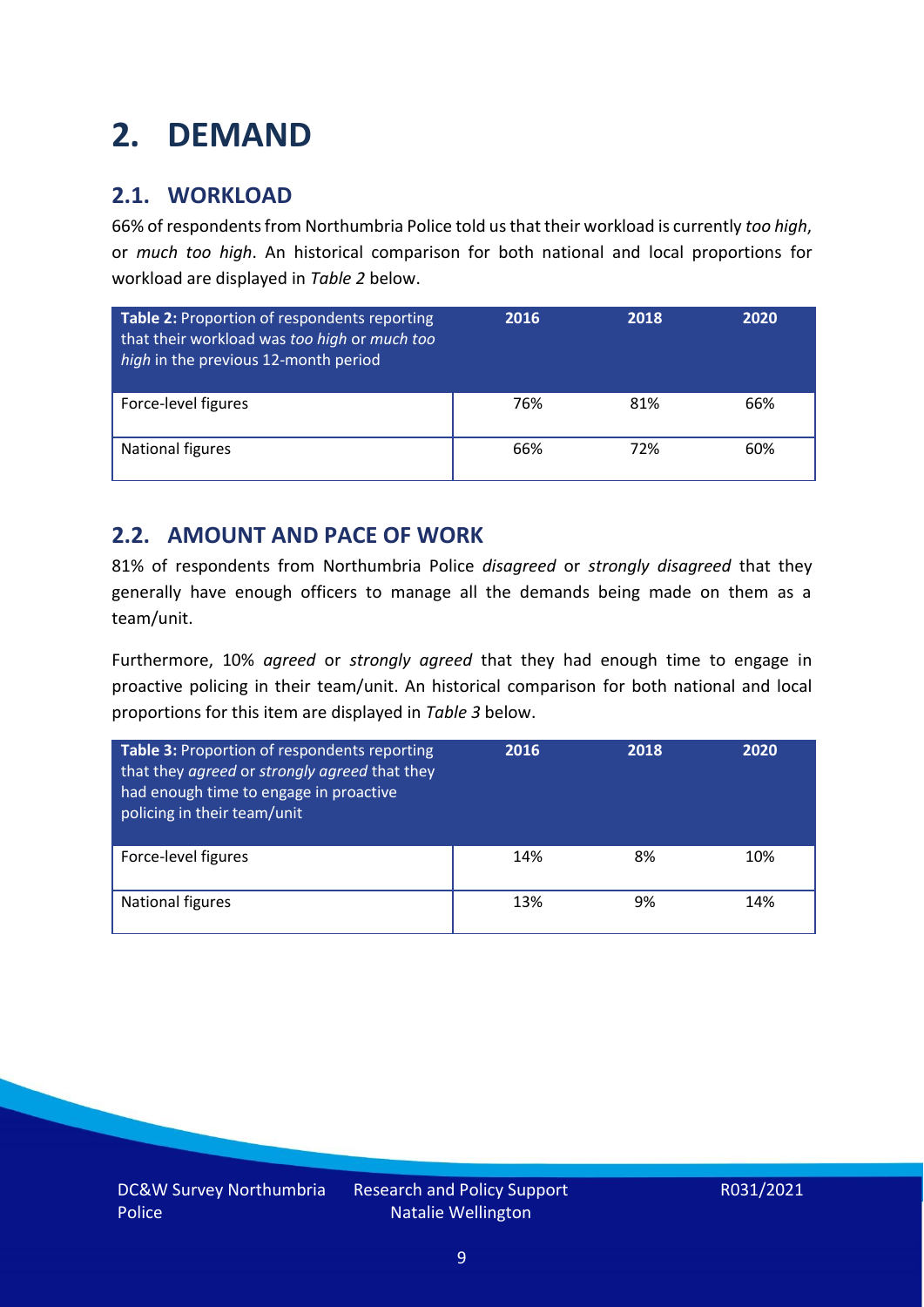# 2. DEMAND

## 2.1. WORKLOAD

66% of respondents from Northumbria Police told us that their workload is currently *too high*, or *much too high*. An historical comparison for both national and local proportions for workload are displayed in *Table 2* below.

| **Table 2:** Proportion of respondents reporting that their workload was *too high* or *much too high* in the previous 12-month period | 2016 | 2018 | 2020 |
|---|---|---|---|
| Force-level figures | 76% | 81% | 66% |
| National figures | 66% | 72% | 60% |

## 2.2. AMOUNT AND PACE OF WORK

81% of respondents from Northumbria Police *disagreed* or *strongly disagreed* that they generally have enough officers to manage all the demands being made on them as a team/unit.

Furthermore, 10% *agreed* or *strongly agreed* that they had enough time to engage in proactive policing in their team/unit. An historical comparison for both national and local proportions for this item are displayed in *Table 3* below.

| **Table 3:** Proportion of respondents reporting that they *agreed* or *strongly agreed* that they had enough time to engage in proactive policing in their team/unit | 2016 | 2018 | 2020 |
|---|---|---|---|
| Force-level figures | 14% | 8% | 10% |
| National figures | 13% | 9% | 14% |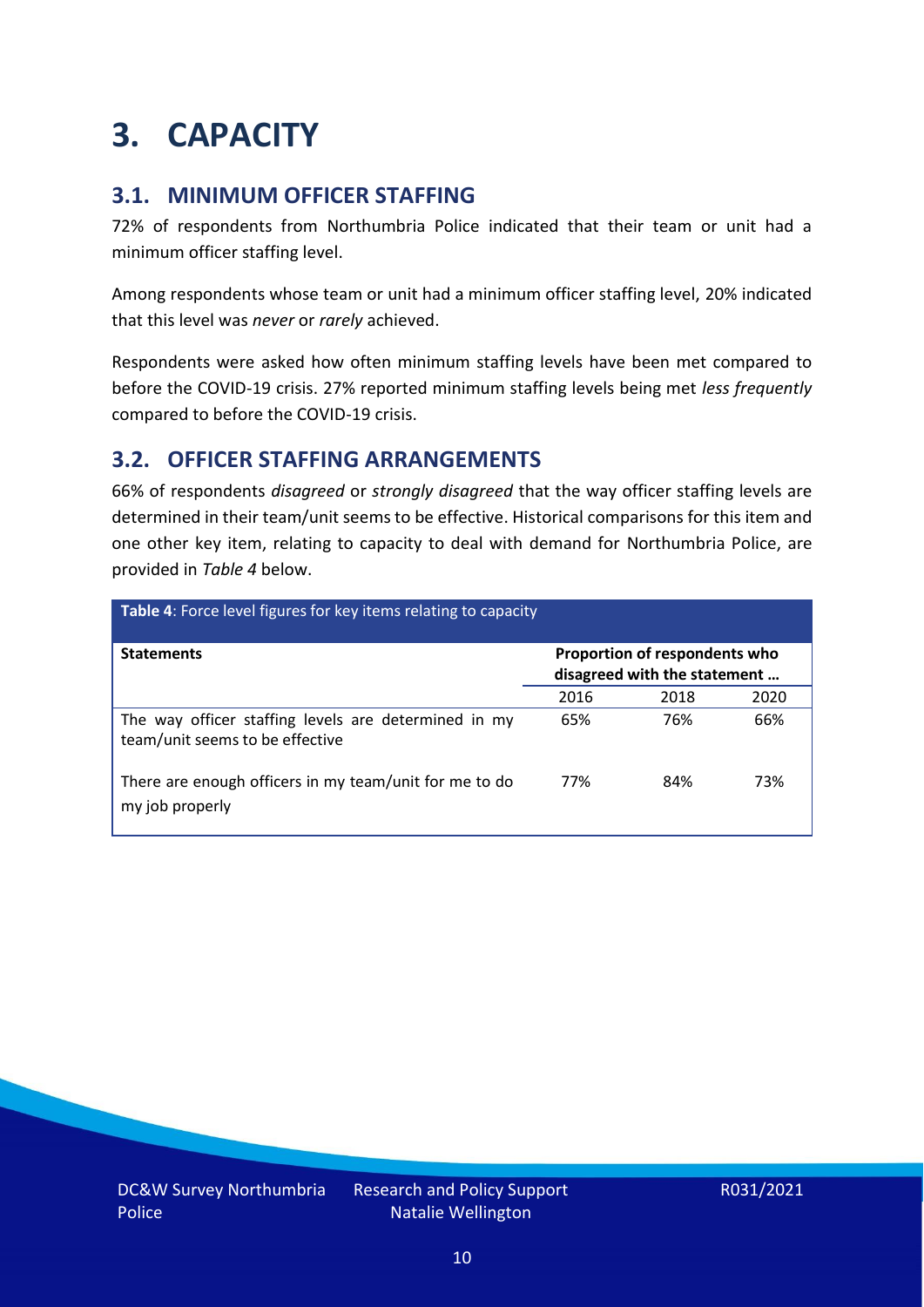# 3. CAPACITY

## 3.1. MINIMUM OFFICER STAFFING

72% of respondents from Northumbria Police indicated that their team or unit had a minimum officer staffing level.

Among respondents whose team or unit had a minimum officer staffing level, 20% indicated that this level was *never* or *rarely* achieved.

Respondents were asked how often minimum staffing levels have been met compared to before the COVID-19 crisis. 27% reported minimum staffing levels being met *less frequently* compared to before the COVID-19 crisis.

## 3.2. OFFICER STAFFING ARRANGEMENTS

66% of respondents *disagreed* or *strongly disagreed* that the way officer staffing levels are determined in their team/unit seems to be effective. Historical comparisons for this item and one other key item, relating to capacity to deal with demand for Northumbria Police, are provided in *Table 4* below.

**Table 4**: Force level figures for key items relating to capacity

| Statements | Proportion of respondents who disagreed with the statement … | | |
|---|---|---|---|
| | 2016 | 2018 | 2020 |
| The way officer staffing levels are determined in my team/unit seems to be effective | 65% | 76% | 66% |
| There are enough officers in my team/unit for me to do my job properly | 77% | 84% | 73% |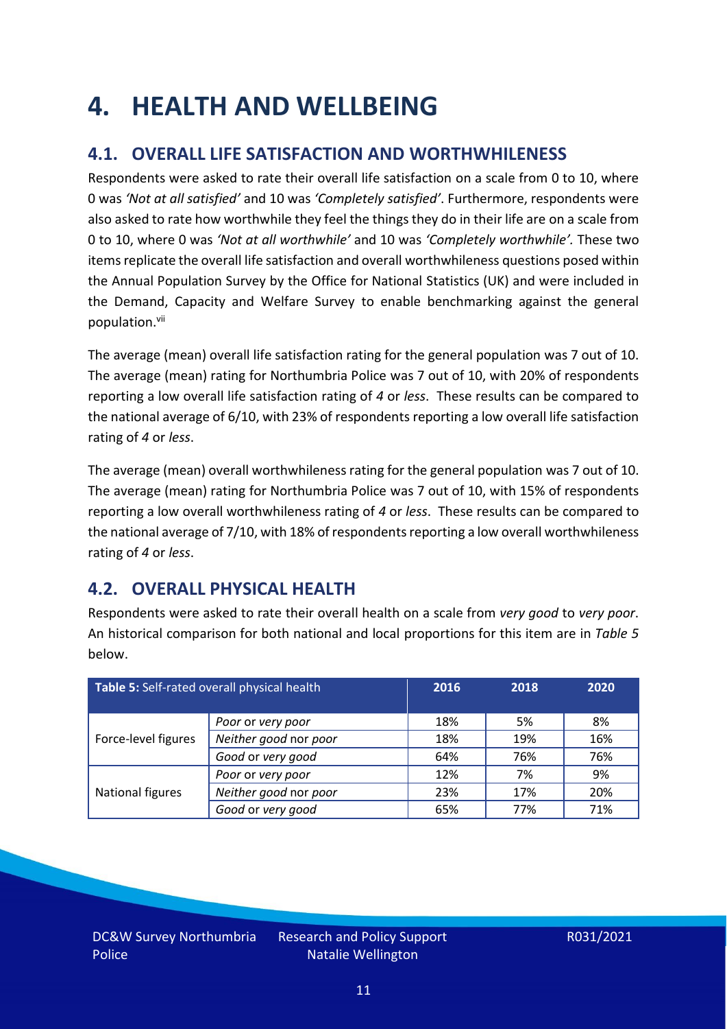# 4. HEALTH AND WELLBEING

## 4.1. OVERALL LIFE SATISFACTION AND WORTHWHILENESS

Respondents were asked to rate their overall life satisfaction on a scale from 0 to 10, where 0 was *'Not at all satisfied'* and 10 was *'Completely satisfied'*. Furthermore, respondents were also asked to rate how worthwhile they feel the things they do in their life are on a scale from 0 to 10, where 0 was *'Not at all worthwhile'* and 10 was *'Completely worthwhile'.* These two items replicate the overall life satisfaction and overall worthwhileness questions posed within the Annual Population Survey by the Office for National Statistics (UK) and were included in the Demand, Capacity and Welfare Survey to enable benchmarking against the general population.[vii]

The average (mean) overall life satisfaction rating for the general population was 7 out of 10. The average (mean) rating for Northumbria Police was 7 out of 10, with 20% of respondents reporting a low overall life satisfaction rating of *4* or *less*. These results can be compared to the national average of 6/10, with 23% of respondents reporting a low overall life satisfaction rating of *4* or *less*.

The average (mean) overall worthwhileness rating for the general population was 7 out of 10. The average (mean) rating for Northumbria Police was 7 out of 10, with 15% of respondents reporting a low overall worthwhileness rating of *4* or *less*. These results can be compared to the national average of 7/10, with 18% of respondents reporting a low overall worthwhileness rating of *4* or *less*.

## 4.2. OVERALL PHYSICAL HEALTH

Respondents were asked to rate their overall health on a scale from *very good* to *very poor*. An historical comparison for both national and local proportions for this item are in *Table 5* below.

| **Table 5:** Self-rated overall physical health | | 2016 | 2018 | 2020 |
|---|---|---|---|---|
| Force-level figures | *Poor* or *very poor* | 18% | 5% | 8% |
| | *Neither good* nor *poor* | 18% | 19% | 16% |
| | *Good* or *very good* | 64% | 76% | 76% |
| National figures | *Poor* or *very poor* | 12% | 7% | 9% |
| | *Neither good* nor *poor* | 23% | 17% | 20% |
| | *Good* or *very good* | 65% | 77% | 71% |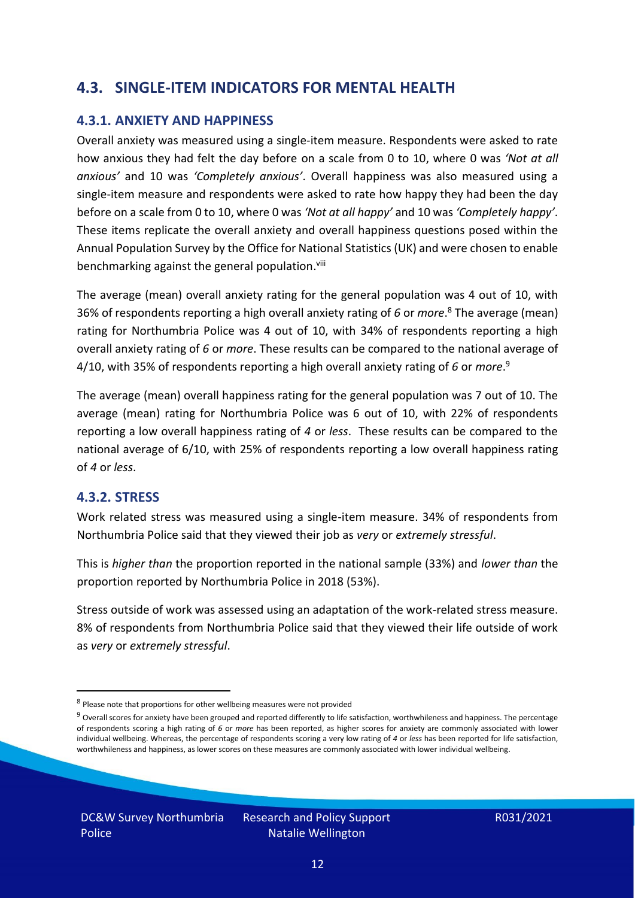## 4.3. SINGLE-ITEM INDICATORS FOR MENTAL HEALTH

### 4.3.1. ANXIETY AND HAPPINESS

Overall anxiety was measured using a single-item measure. Respondents were asked to rate how anxious they had felt the day before on a scale from 0 to 10, where 0 was *'Not at all anxious'* and 10 was *'Completely anxious'*. Overall happiness was also measured using a single-item measure and respondents were asked to rate how happy they had been the day before on a scale from 0 to 10, where 0 was *'Not at all happy'* and 10 was *'Completely happy'*. These items replicate the overall anxiety and overall happiness questions posed within the Annual Population Survey by the Office for National Statistics (UK) and were chosen to enable benchmarking against the general population.[viii]

The average (mean) overall anxiety rating for the general population was 4 out of 10, with 36% of respondents reporting a high overall anxiety rating of *6* or *more*.[8] The average (mean) rating for Northumbria Police was 4 out of 10, with 34% of respondents reporting a high overall anxiety rating of *6* or *more*. These results can be compared to the national average of 4/10, with 35% of respondents reporting a high overall anxiety rating of *6* or *more*.[9]

The average (mean) overall happiness rating for the general population was 7 out of 10. The average (mean) rating for Northumbria Police was 6 out of 10, with 22% of respondents reporting a low overall happiness rating of *4* or *less*. These results can be compared to the national average of 6/10, with 25% of respondents reporting a low overall happiness rating of *4* or *less*.

### 4.3.2. STRESS

Work related stress was measured using a single-item measure. 34% of respondents from Northumbria Police said that they viewed their job as *very* or *extremely stressful*.

This is *higher than* the proportion reported in the national sample (33%) and *lower than* the proportion reported by Northumbria Police in 2018 (53%).

Stress outside of work was assessed using an adaptation of the work-related stress measure. 8% of respondents from Northumbria Police said that they viewed their life outside of work as *very* or *extremely stressful*.

---

[8] Please note that proportions for other wellbeing measures were not provided

[9] Overall scores for anxiety have been grouped and reported differently to life satisfaction, worthwhileness and happiness. The percentage of respondents scoring a high rating of *6* or *more* has been reported, as higher scores for anxiety are commonly associated with lower individual wellbeing. Whereas, the percentage of respondents scoring a very low rating of *4* or *less* has been reported for life satisfaction, worthwhileness and happiness, as lower scores on these measures are commonly associated with lower individual wellbeing.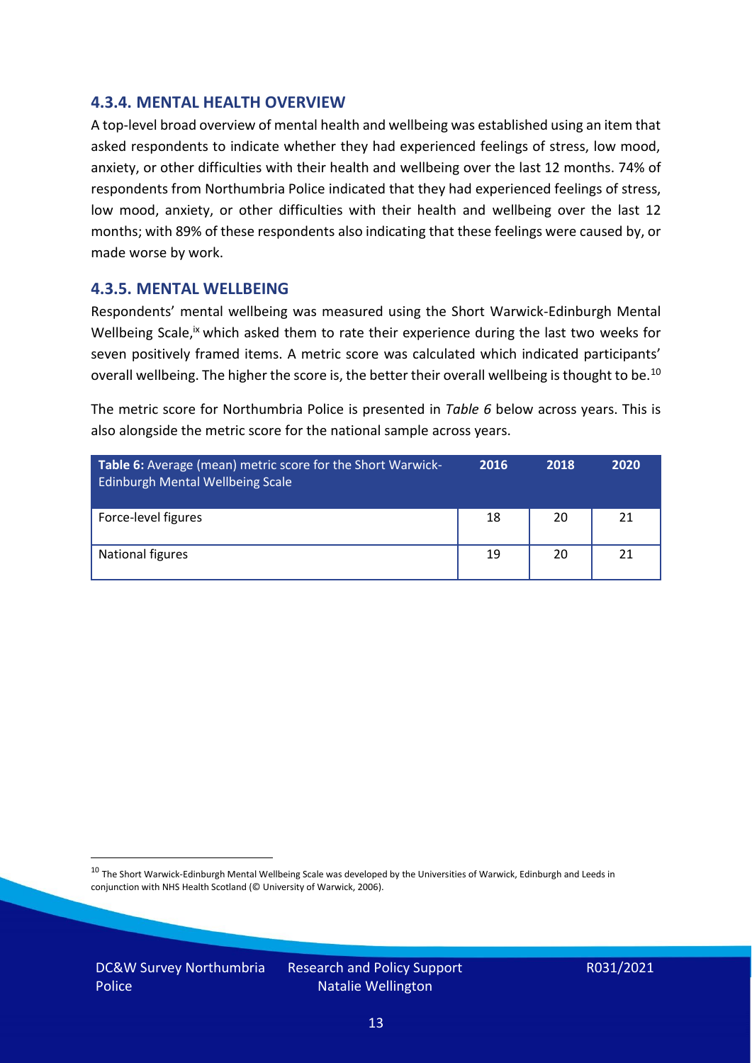### 4.3.4. MENTAL HEALTH OVERVIEW

A top-level broad overview of mental health and wellbeing was established using an item that asked respondents to indicate whether they had experienced feelings of stress, low mood, anxiety, or other difficulties with their health and wellbeing over the last 12 months. 74% of respondents from Northumbria Police indicated that they had experienced feelings of stress, low mood, anxiety, or other difficulties with their health and wellbeing over the last 12 months; with 89% of these respondents also indicating that these feelings were caused by, or made worse by work.

### 4.3.5. MENTAL WELLBEING

Respondents' mental wellbeing was measured using the Short Warwick-Edinburgh Mental Wellbeing Scale,[ix] which asked them to rate their experience during the last two weeks for seven positively framed items. A metric score was calculated which indicated participants' overall wellbeing. The higher the score is, the better their overall wellbeing is thought to be.[10]

The metric score for Northumbria Police is presented in *Table 6* below across years. This is also alongside the metric score for the national sample across years.

| **Table 6:** Average (mean) metric score for the Short Warwick-Edinburgh Mental Wellbeing Scale | 2016 | 2018 | 2020 |
|---|---|---|---|
| Force-level figures | 18 | 20 | 21 |
| National figures | 19 | 20 | 21 |

[10] The Short Warwick-Edinburgh Mental Wellbeing Scale was developed by the Universities of Warwick, Edinburgh and Leeds in conjunction with NHS Health Scotland (© University of Warwick, 2006).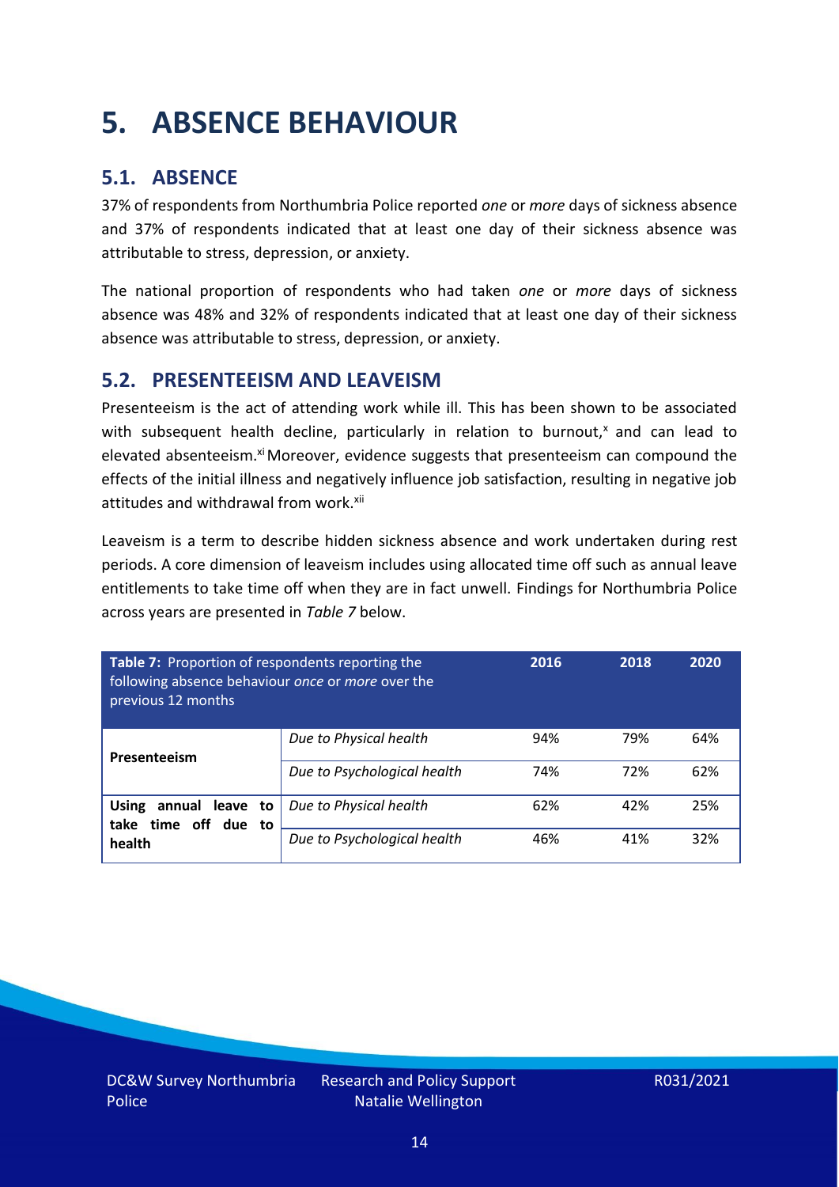# 5. ABSENCE BEHAVIOUR

## 5.1. ABSENCE

37% of respondents from Northumbria Police reported *one* or *more* days of sickness absence and 37% of respondents indicated that at least one day of their sickness absence was attributable to stress, depression, or anxiety.

The national proportion of respondents who had taken *one* or *more* days of sickness absence was 48% and 32% of respondents indicated that at least one day of their sickness absence was attributable to stress, depression, or anxiety.

## 5.2. PRESENTEEISM AND LEAVEISM

Presenteeism is the act of attending work while ill. This has been shown to be associated with subsequent health decline, particularly in relation to burnout,[x] and can lead to elevated absenteeism.[xi] Moreover, evidence suggests that presenteeism can compound the effects of the initial illness and negatively influence job satisfaction, resulting in negative job attitudes and withdrawal from work.[xii]

Leaveism is a term to describe hidden sickness absence and work undertaken during rest periods. A core dimension of leaveism includes using allocated time off such as annual leave entitlements to take time off when they are in fact unwell. Findings for Northumbria Police across years are presented in *Table 7* below.

| **Table 7:** Proportion of respondents reporting the following absence behaviour *once* or *more* over the previous 12 months | | 2016 | 2018 | 2020 |
|---|---|---|---|---|
| **Presenteeism** | *Due to Physical health* | 94% | 79% | 64% |
| | *Due to Psychological health* | 74% | 72% | 62% |
| **Using annual leave to take time off due to health** | *Due to Physical health* | 62% | 42% | 25% |
| | *Due to Psychological health* | 46% | 41% | 32% |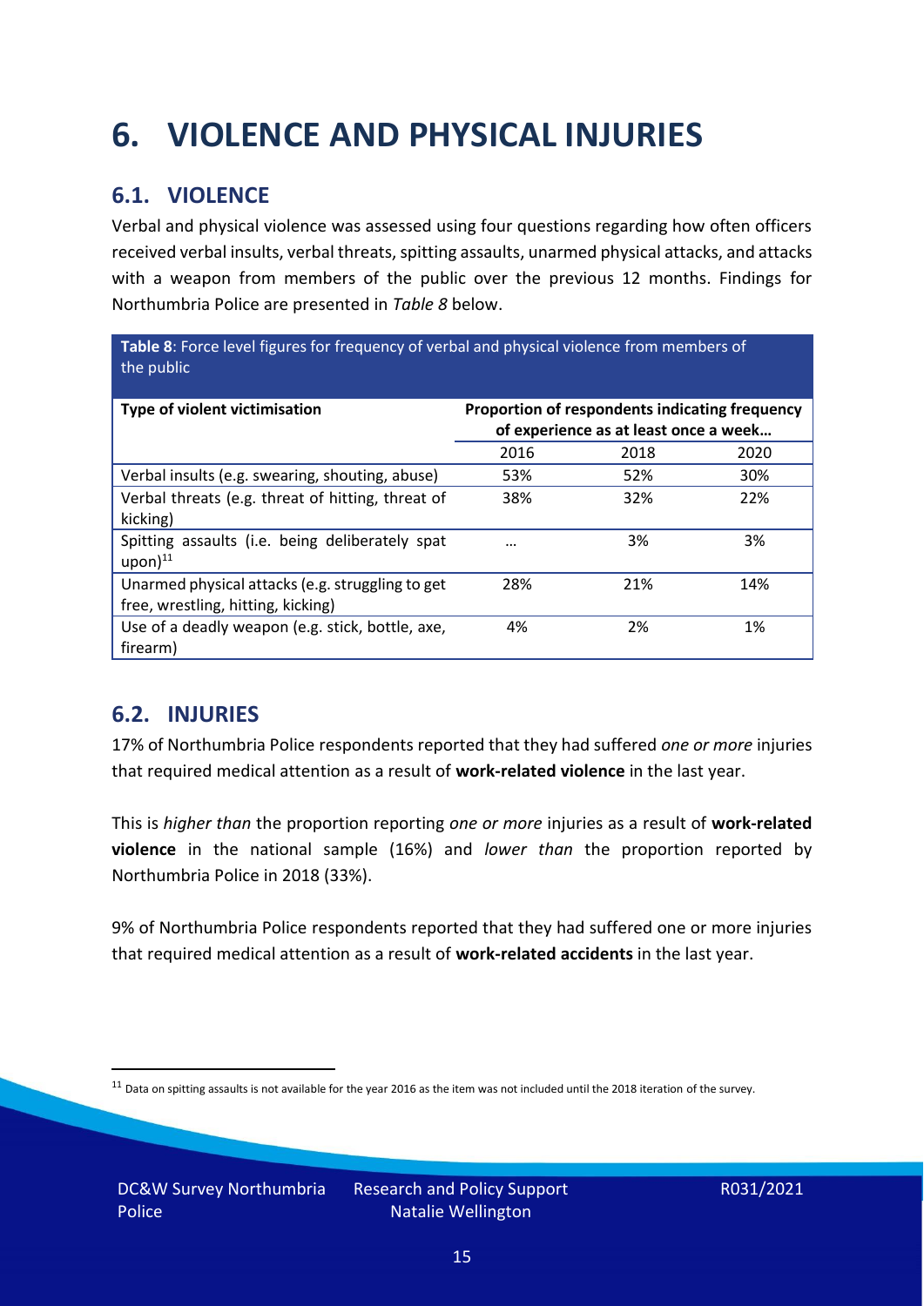# 6. VIOLENCE AND PHYSICAL INJURIES

## 6.1. VIOLENCE

Verbal and physical violence was assessed using four questions regarding how often officers received verbal insults, verbal threats, spitting assaults, unarmed physical attacks, and attacks with a weapon from members of the public over the previous 12 months. Findings for Northumbria Police are presented in *Table 8* below.

**Table 8**: Force level figures for frequency of verbal and physical violence from members of the public

| Type of violent victimisation | Proportion of respondents indicating frequency of experience as at least once a week… | | |
|---|---|---|---|
| | 2016 | 2018 | 2020 |
| Verbal insults (e.g. swearing, shouting, abuse) | 53% | 52% | 30% |
| Verbal threats (e.g. threat of hitting, threat of kicking) | 38% | 32% | 22% |
| Spitting assaults (i.e. being deliberately spat upon)[11] | … | 3% | 3% |
| Unarmed physical attacks (e.g. struggling to get free, wrestling, hitting, kicking) | 28% | 21% | 14% |
| Use of a deadly weapon (e.g. stick, bottle, axe, firearm) | 4% | 2% | 1% |

## 6.2. INJURIES

17% of Northumbria Police respondents reported that they had suffered *one or more* injuries that required medical attention as a result of **work-related violence** in the last year.

This is *higher than* the proportion reporting *one or more* injuries as a result of **work-related violence** in the national sample (16%) and *lower than* the proportion reported by Northumbria Police in 2018 (33%).

9% of Northumbria Police respondents reported that they had suffered one or more injuries that required medical attention as a result of **work-related accidents** in the last year.

[11] Data on spitting assaults is not available for the year 2016 as the item was not included until the 2018 iteration of the survey.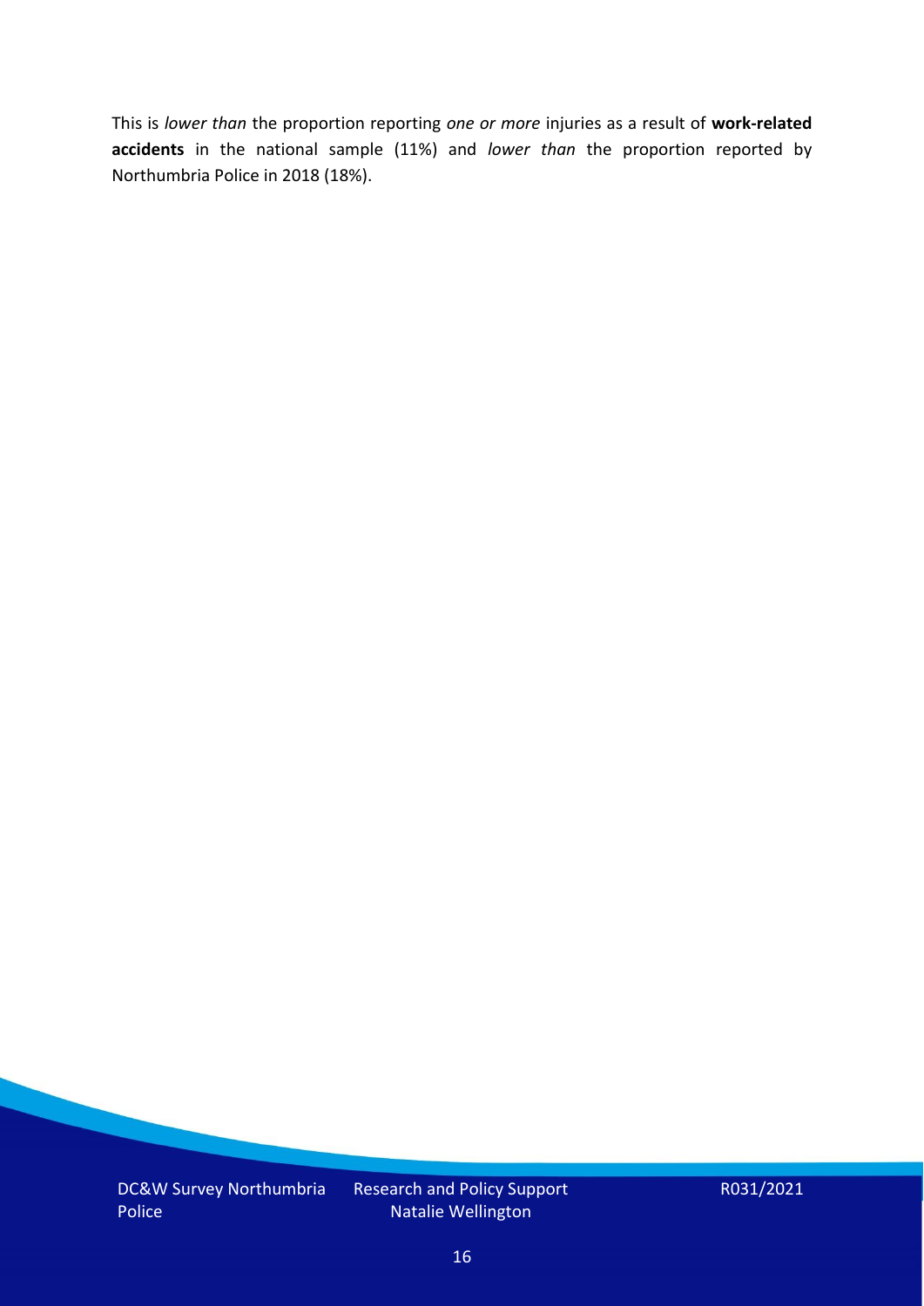This is *lower than* the proportion reporting *one or more* injuries as a result of **work-related accidents** in the national sample (11%) and *lower than* the proportion reported by Northumbria Police in 2018 (18%).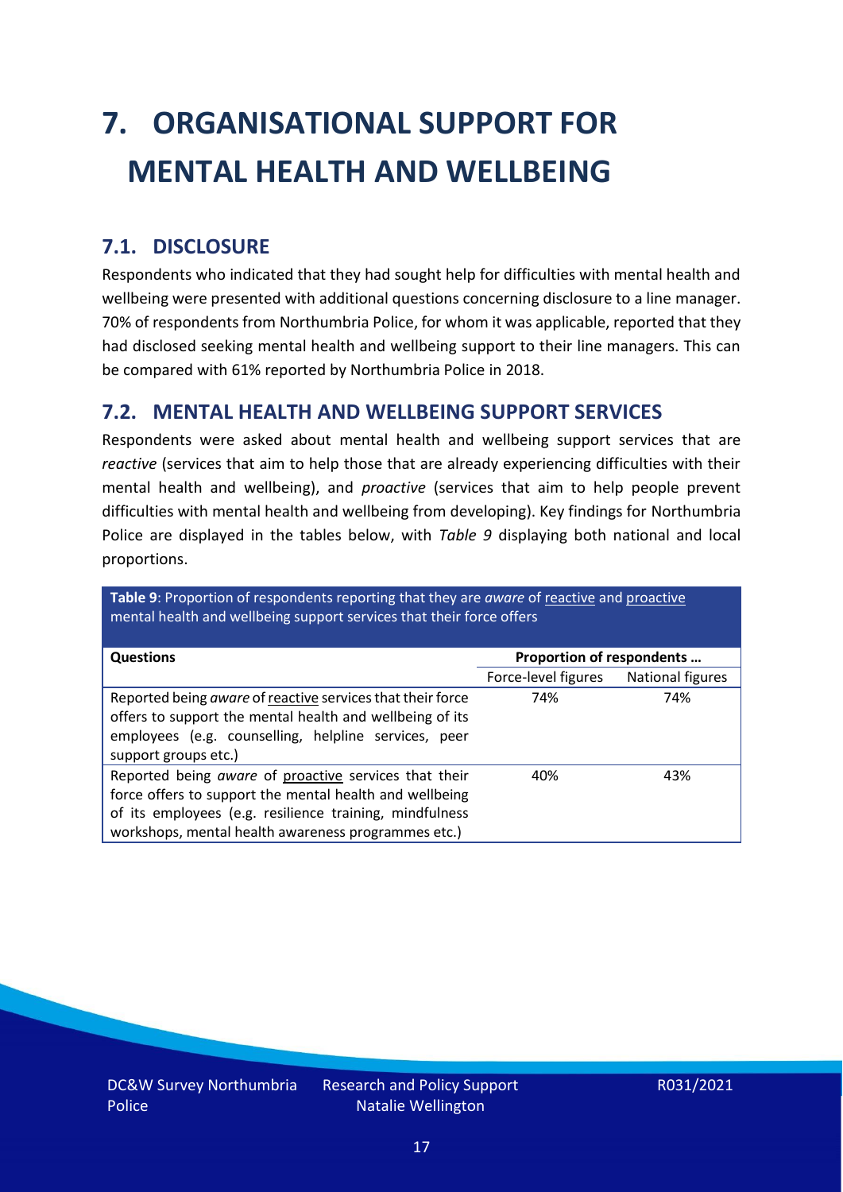# 7. ORGANISATIONAL SUPPORT FOR MENTAL HEALTH AND WELLBEING

## 7.1. DISCLOSURE

Respondents who indicated that they had sought help for difficulties with mental health and wellbeing were presented with additional questions concerning disclosure to a line manager. 70% of respondents from Northumbria Police, for whom it was applicable, reported that they had disclosed seeking mental health and wellbeing support to their line managers. This can be compared with 61% reported by Northumbria Police in 2018.

## 7.2. MENTAL HEALTH AND WELLBEING SUPPORT SERVICES

Respondents were asked about mental health and wellbeing support services that are *reactive* (services that aim to help those that are already experiencing difficulties with their mental health and wellbeing), and *proactive* (services that aim to help people prevent difficulties with mental health and wellbeing from developing). Key findings for Northumbria Police are displayed in the tables below, with *Table 9* displaying both national and local proportions.

**Table 9**: Proportion of respondents reporting that they are *aware* of reactive and proactive mental health and wellbeing support services that their force offers

| Questions | Proportion of respondents … | |
|---|---|---|
| | Force-level figures | National figures |
| Reported being *aware* of reactive services that their force offers to support the mental health and wellbeing of its employees (e.g. counselling, helpline services, peer support groups etc.) | 74% | 74% |
| Reported being *aware* of proactive services that their force offers to support the mental health and wellbeing of its employees (e.g. resilience training, mindfulness workshops, mental health awareness programmes etc.) | 40% | 43% |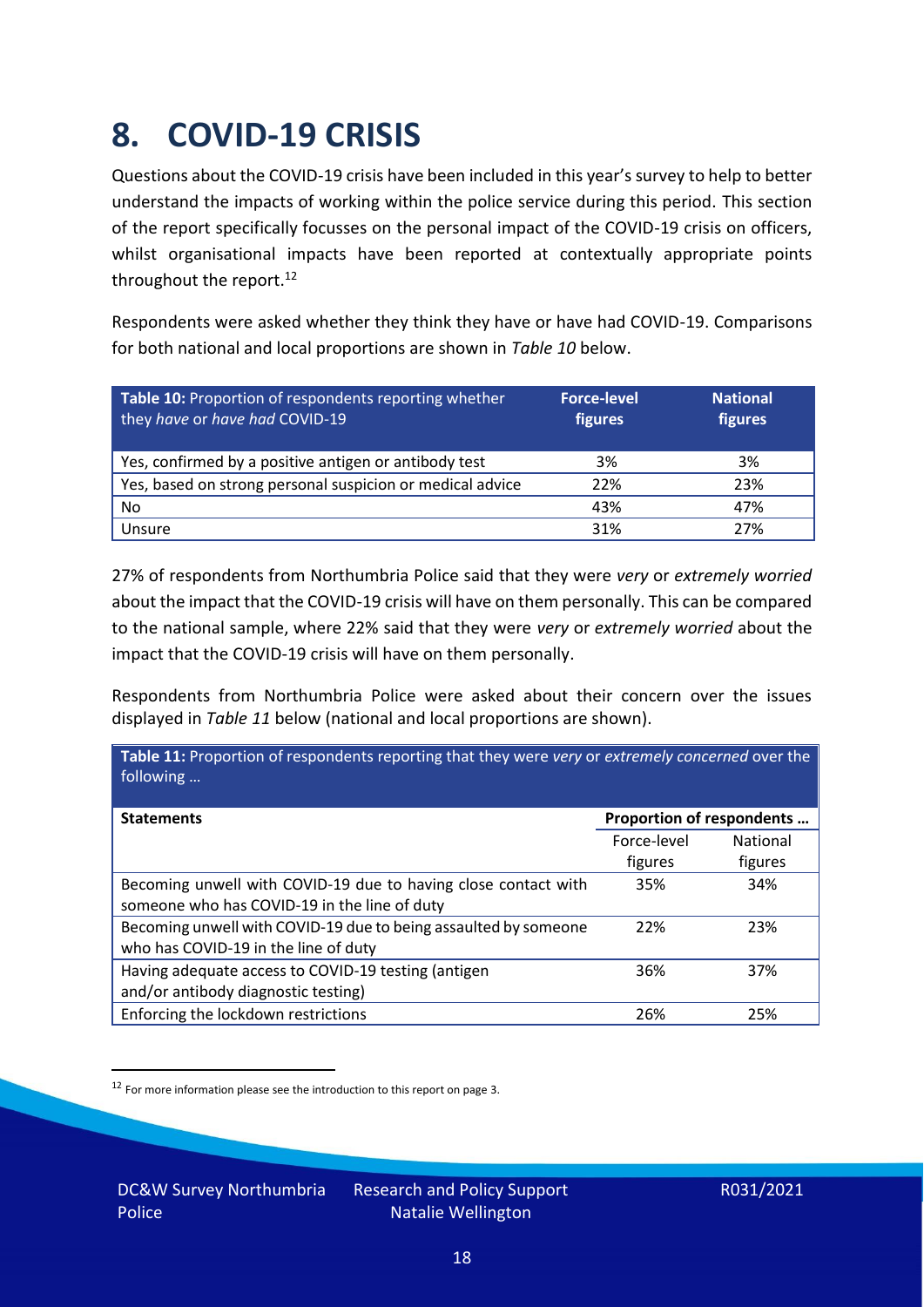# 8. COVID-19 CRISIS

Questions about the COVID-19 crisis have been included in this year's survey to help to better understand the impacts of working within the police service during this period. This section of the report specifically focusses on the personal impact of the COVID-19 crisis on officers, whilst organisational impacts have been reported at contextually appropriate points throughout the report.[12]

Respondents were asked whether they think they have or have had COVID-19. Comparisons for both national and local proportions are shown in *Table 10* below.

| **Table 10:** Proportion of respondents reporting whether they *have* or *have had* COVID-19 | **Force-level figures** | **National figures** |
|---|---|---|
| Yes, confirmed by a positive antigen or antibody test | 3% | 3% |
| Yes, based on strong personal suspicion or medical advice | 22% | 23% |
| No | 43% | 47% |
| Unsure | 31% | 27% |

27% of respondents from Northumbria Police said that they were *very* or *extremely worried* about the impact that the COVID-19 crisis will have on them personally. This can be compared to the national sample, where 22% said that they were *very* or *extremely worried* about the impact that the COVID-19 crisis will have on them personally.

Respondents from Northumbria Police were asked about their concern over the issues displayed in *Table 11* below (national and local proportions are shown).

**Table 11:** Proportion of respondents reporting that they were *very* or *extremely concerned* over the following …

| **Statements** | **Proportion of respondents …** | |
|---|---|---|
| | Force-level figures | National figures |
| Becoming unwell with COVID-19 due to having close contact with someone who has COVID-19 in the line of duty | 35% | 34% |
| Becoming unwell with COVID-19 due to being assaulted by someone who has COVID-19 in the line of duty | 22% | 23% |
| Having adequate access to COVID-19 testing (antigen and/or antibody diagnostic testing) | 36% | 37% |
| Enforcing the lockdown restrictions | 26% | 25% |

[12] For more information please see the introduction to this report on page 3.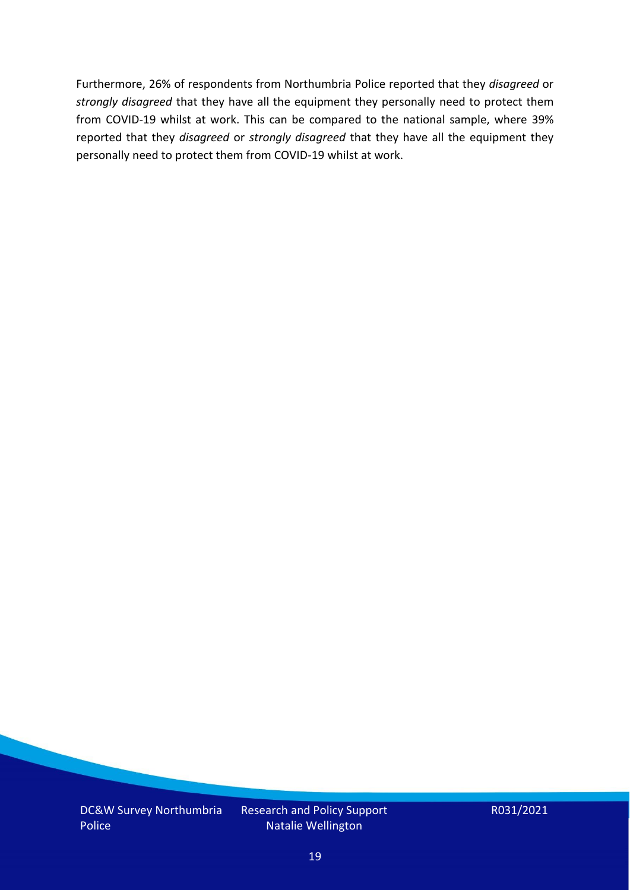Furthermore, 26% of respondents from Northumbria Police reported that they *disagreed* or *strongly disagreed* that they have all the equipment they personally need to protect them from COVID-19 whilst at work. This can be compared to the national sample, where 39% reported that they *disagreed* or *strongly disagreed* that they have all the equipment they personally need to protect them from COVID-19 whilst at work.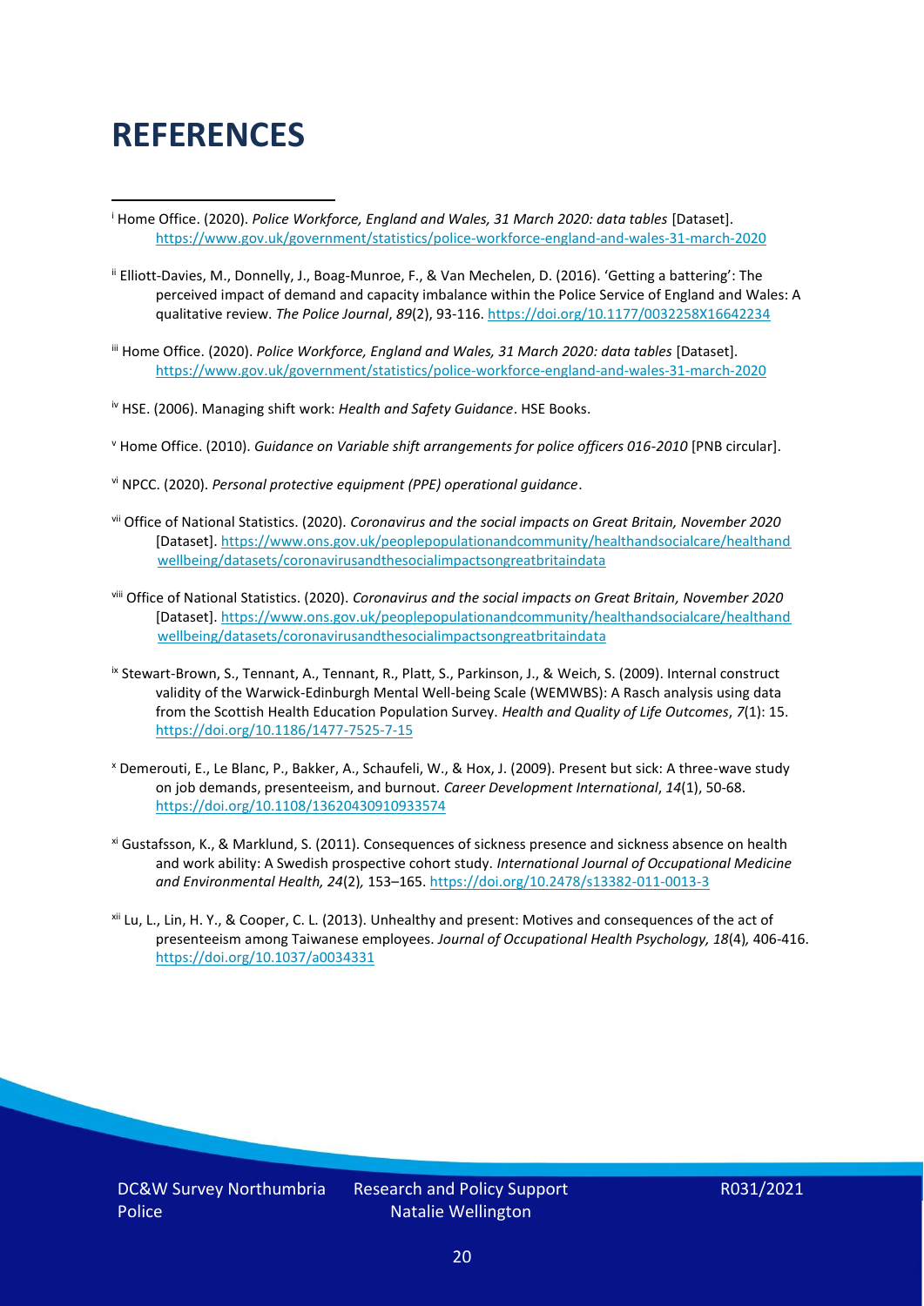# REFERENCES

[i] Home Office. (2020). *Police Workforce, England and Wales, 31 March 2020: data tables* [Dataset]. https://www.gov.uk/government/statistics/police-workforce-england-and-wales-31-march-2020

[ii] Elliott-Davies, M., Donnelly, J., Boag-Munroe, F., & Van Mechelen, D. (2016). 'Getting a battering': The perceived impact of demand and capacity imbalance within the Police Service of England and Wales: A qualitative review. *The Police Journal*, *89*(2), 93-116. https://doi.org/10.1177/0032258X16642234

[iii] Home Office. (2020). *Police Workforce, England and Wales, 31 March 2020: data tables* [Dataset]. https://www.gov.uk/government/statistics/police-workforce-england-and-wales-31-march-2020

[iv] HSE. (2006). Managing shift work: *Health and Safety Guidance*. HSE Books.

[v] Home Office. (2010). *Guidance on Variable shift arrangements for police officers 016-2010* [PNB circular].

[vi] NPCC. (2020). *Personal protective equipment (PPE) operational guidance*.

[vii] Office of National Statistics. (2020). *Coronavirus and the social impacts on Great Britain, November 2020* [Dataset]. https://www.ons.gov.uk/peoplepopulationandcommunity/healthandsocialcare/healthandwellbeing/datasets/coronavirusandthesocialimpactsongreatbritaindata

[viii] Office of National Statistics. (2020). *Coronavirus and the social impacts on Great Britain, November 2020* [Dataset]. https://www.ons.gov.uk/peoplepopulationandcommunity/healthandsocialcare/healthandwellbeing/datasets/coronavirusandthesocialimpactsongreatbritaindata

[ix] Stewart-Brown, S., Tennant, A., Tennant, R., Platt, S., Parkinson, J., & Weich, S. (2009). Internal construct validity of the Warwick-Edinburgh Mental Well-being Scale (WEMWBS): A Rasch analysis using data from the Scottish Health Education Population Survey. *Health and Quality of Life Outcomes*, *7*(1): 15. https://doi.org/10.1186/1477-7525-7-15

[x] Demerouti, E., Le Blanc, P., Bakker, A., Schaufeli, W., & Hox, J. (2009). Present but sick: A three-wave study on job demands, presenteeism, and burnout. *Career Development International*, *14*(1), 50-68. https://doi.org/10.1108/13620430910933574

[xi] Gustafsson, K., & Marklund, S. (2011). Consequences of sickness presence and sickness absence on health and work ability: A Swedish prospective cohort study. *International Journal of Occupational Medicine and Environmental Health, 24*(2)*,* 153–165. https://doi.org/10.2478/s13382-011-0013-3

[xii] Lu, L., Lin, H. Y., & Cooper, C. L. (2013). Unhealthy and present: Motives and consequences of the act of presenteeism among Taiwanese employees. *Journal of Occupational Health Psychology, 18*(4)*,* 406-416. https://doi.org/10.1037/a0034331